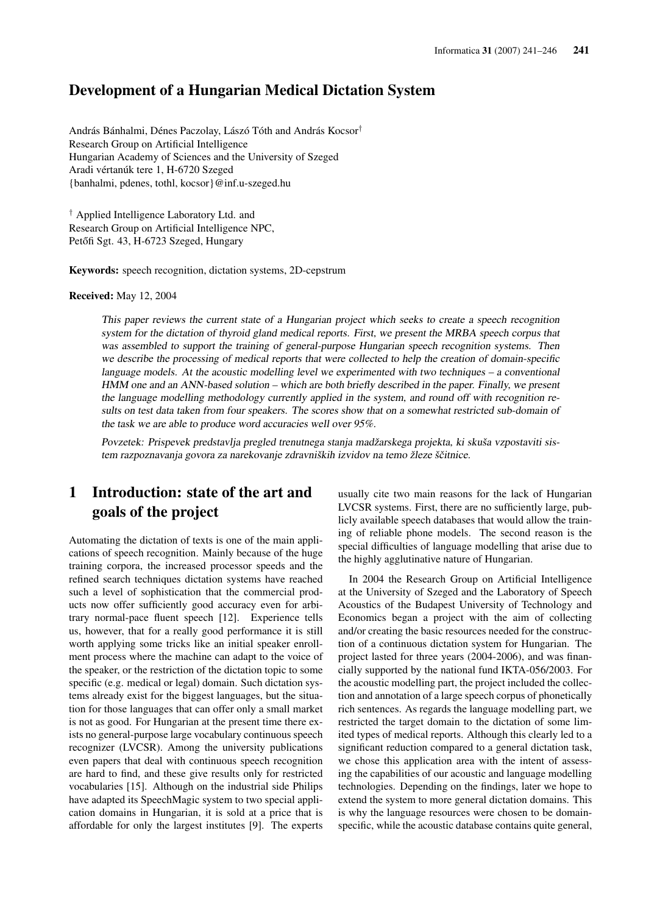# Development of a Hungarian Medical Dictation System

András Bánhalmi, Dénes Paczolay, Lászó Tóth and András Kocsor[†]
Research Group on Artificial Intelligence
Hungarian Academy of Sciences and the University of Szeged
Aradi vértanúk tere 1, H-6720 Szeged
{banhalmi, pdenes, tothl, kocsor}@inf.u-szeged.hu

[†] Applied Intelligence Laboratory Ltd. and
Research Group on Artificial Intelligence NPC,
Petőfi Sgt. 43, H-6723 Szeged, Hungary

**Keywords:** speech recognition, dictation systems, 2D-cepstrum

**Received:** May 12, 2004

*This paper reviews the current state of a Hungarian project which seeks to create a speech recognition system for the dictation of thyroid gland medical reports. First, we present the MRBA speech corpus that was assembled to support the training of general-purpose Hungarian speech recognition systems. Then we describe the processing of medical reports that were collected to help the creation of domain-specific language models. At the acoustic modelling level we experimented with two techniques – a conventional HMM one and an ANN-based solution – which are both briefly described in the paper. Finally, we present the language modelling methodology currently applied in the system, and round off with recognition results on test data taken from four speakers. The scores show that on a somewhat restricted sub-domain of the task we are able to produce word accuracies well over 95%.*

*Povzetek: Prispevek predstavlja pregled trenutnega stanja madžarskega projekta, ki skuša vzpostaviti sistem razpoznavanja govora za narekovanje zdravniških izvidov na temo žleze ščitnice.*

## 1 Introduction: state of the art and goals of the project

Automating the dictation of texts is one of the main applications of speech recognition. Mainly because of the huge training corpora, the increased processor speeds and the refined search techniques dictation systems have reached such a level of sophistication that the commercial products now offer sufficiently good accuracy even for arbitrary normal-pace fluent speech [12]. Experience tells us, however, that for a really good performance it is still worth applying some tricks like an initial speaker enrollment process where the machine can adapt to the voice of the speaker, or the restriction of the dictation topic to some specific (e.g. medical or legal) domain. Such dictation systems already exist for the biggest languages, but the situation for those languages that can offer only a small market is not as good. For Hungarian at the present time there exists no general-purpose large vocabulary continuous speech recognizer (LVCSR). Among the university publications even papers that deal with continuous speech recognition are hard to find, and these give results only for restricted vocabularies [15]. Although on the industrial side Philips have adapted its SpeechMagic system to two special application domains in Hungarian, it is sold at a price that is affordable for only the largest institutes [9]. The experts usually cite two main reasons for the lack of Hungarian LVCSR systems. First, there are no sufficiently large, publicly available speech databases that would allow the training of reliable phone models. The second reason is the special difficulties of language modelling that arise due to the highly agglutinative nature of Hungarian.

In 2004 the Research Group on Artificial Intelligence at the University of Szeged and the Laboratory of Speech Acoustics of the Budapest University of Technology and Economics began a project with the aim of collecting and/or creating the basic resources needed for the construction of a continuous dictation system for Hungarian. The project lasted for three years (2004-2006), and was financially supported by the national fund IKTA-056/2003. For the acoustic modelling part, the project included the collection and annotation of a large speech corpus of phonetically rich sentences. As regards the language modelling part, we restricted the target domain to the dictation of some limited types of medical reports. Although this clearly led to a significant reduction compared to a general dictation task, we chose this application area with the intent of assessing the capabilities of our acoustic and language modelling technologies. Depending on the findings, later we hope to extend the system to more general dictation domains. This is why the language resources were chosen to be domain-specific, while the acoustic database contains quite general,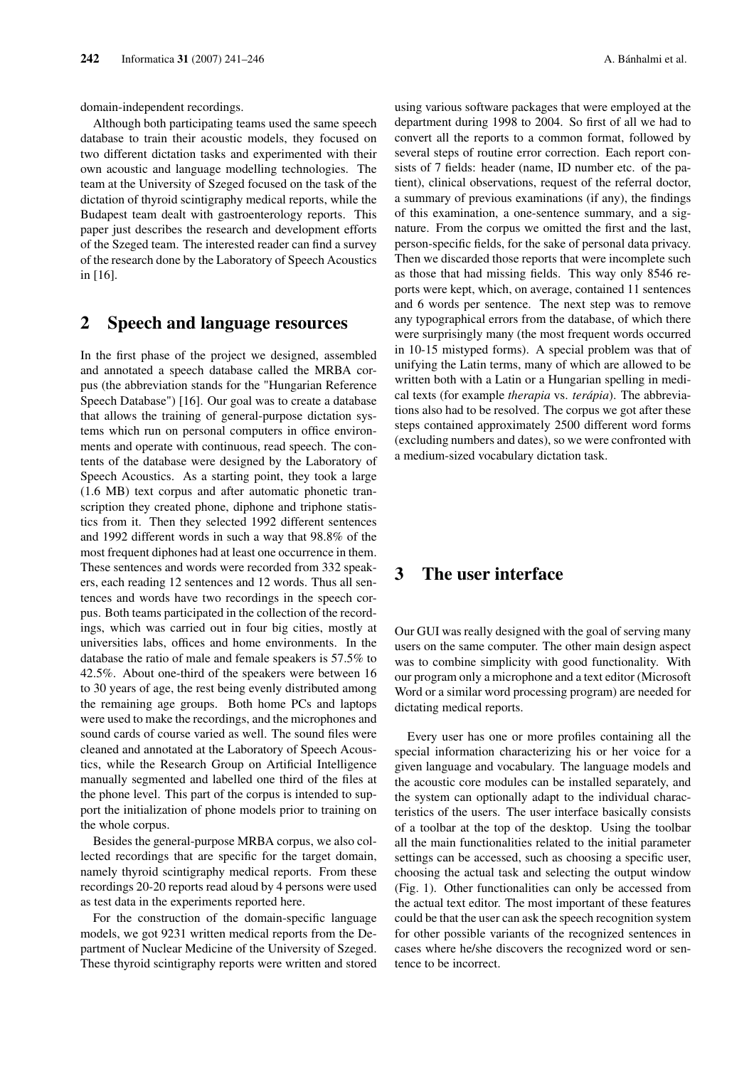domain-independent recordings.

Although both participating teams used the same speech database to train their acoustic models, they focused on two different dictation tasks and experimented with their own acoustic and language modelling technologies. The team at the University of Szeged focused on the task of the dictation of thyroid scintigraphy medical reports, while the Budapest team dealt with gastroenterology reports. This paper just describes the research and development efforts of the Szeged team. The interested reader can find a survey of the research done by the Laboratory of Speech Acoustics in [16].

## 2 Speech and language resources

In the first phase of the project we designed, assembled and annotated a speech database called the MRBA corpus (the abbreviation stands for the "Hungarian Reference Speech Database") [16]. Our goal was to create a database that allows the training of general-purpose dictation systems which run on personal computers in office environments and operate with continuous, read speech. The contents of the database were designed by the Laboratory of Speech Acoustics. As a starting point, they took a large (1.6 MB) text corpus and after automatic phonetic transcription they created phone, diphone and triphone statistics from it. Then they selected 1992 different sentences and 1992 different words in such a way that 98.8% of the most frequent diphones had at least one occurrence in them. These sentences and words were recorded from 332 speakers, each reading 12 sentences and 12 words. Thus all sentences and words have two recordings in the speech corpus. Both teams participated in the collection of the recordings, which was carried out in four big cities, mostly at universities labs, offices and home environments. In the database the ratio of male and female speakers is 57.5% to 42.5%. About one-third of the speakers were between 16 to 30 years of age, the rest being evenly distributed among the remaining age groups. Both home PCs and laptops were used to make the recordings, and the microphones and sound cards of course varied as well. The sound files were cleaned and annotated at the Laboratory of Speech Acoustics, while the Research Group on Artificial Intelligence manually segmented and labelled one third of the files at the phone level. This part of the corpus is intended to support the initialization of phone models prior to training on the whole corpus.

Besides the general-purpose MRBA corpus, we also collected recordings that are specific for the target domain, namely thyroid scintigraphy medical reports. From these recordings 20-20 reports read aloud by 4 persons were used as test data in the experiments reported here.

For the construction of the domain-specific language models, we got 9231 written medical reports from the Department of Nuclear Medicine of the University of Szeged. These thyroid scintigraphy reports were written and stored using various software packages that were employed at the department during 1998 to 2004. So first of all we had to convert all the reports to a common format, followed by several steps of routine error correction. Each report consists of 7 fields: header (name, ID number etc. of the patient), clinical observations, request of the referral doctor, a summary of previous examinations (if any), the findings of this examination, a one-sentence summary, and a signature. From the corpus we omitted the first and the last, person-specific fields, for the sake of personal data privacy. Then we discarded those reports that were incomplete such as those that had missing fields. This way only 8546 reports were kept, which, on average, contained 11 sentences and 6 words per sentence. The next step was to remove any typographical errors from the database, of which there were surprisingly many (the most frequent words occurred in 10-15 mistyped forms). A special problem was that of unifying the Latin terms, many of which are allowed to be written both with a Latin or a Hungarian spelling in medical texts (for example *therapia* vs. *terápia*). The abbreviations also had to be resolved. The corpus we got after these steps contained approximately 2500 different word forms (excluding numbers and dates), so we were confronted with a medium-sized vocabulary dictation task.

## 3 The user interface

Our GUI was really designed with the goal of serving many users on the same computer. The other main design aspect was to combine simplicity with good functionality. With our program only a microphone and a text editor (Microsoft Word or a similar word processing program) are needed for dictating medical reports.

Every user has one or more profiles containing all the special information characterizing his or her voice for a given language and vocabulary. The language models and the acoustic core modules can be installed separately, and the system can optionally adapt to the individual characteristics of the users. The user interface basically consists of a toolbar at the top of the desktop. Using the toolbar all the main functionalities related to the initial parameter settings can be accessed, such as choosing a specific user, choosing the actual task and selecting the output window (Fig. 1). Other functionalities can only be accessed from the actual text editor. The most important of these features could be that the user can ask the speech recognition system for other possible variants of the recognized sentences in cases where he/she discovers the recognized word or sentence to be incorrect.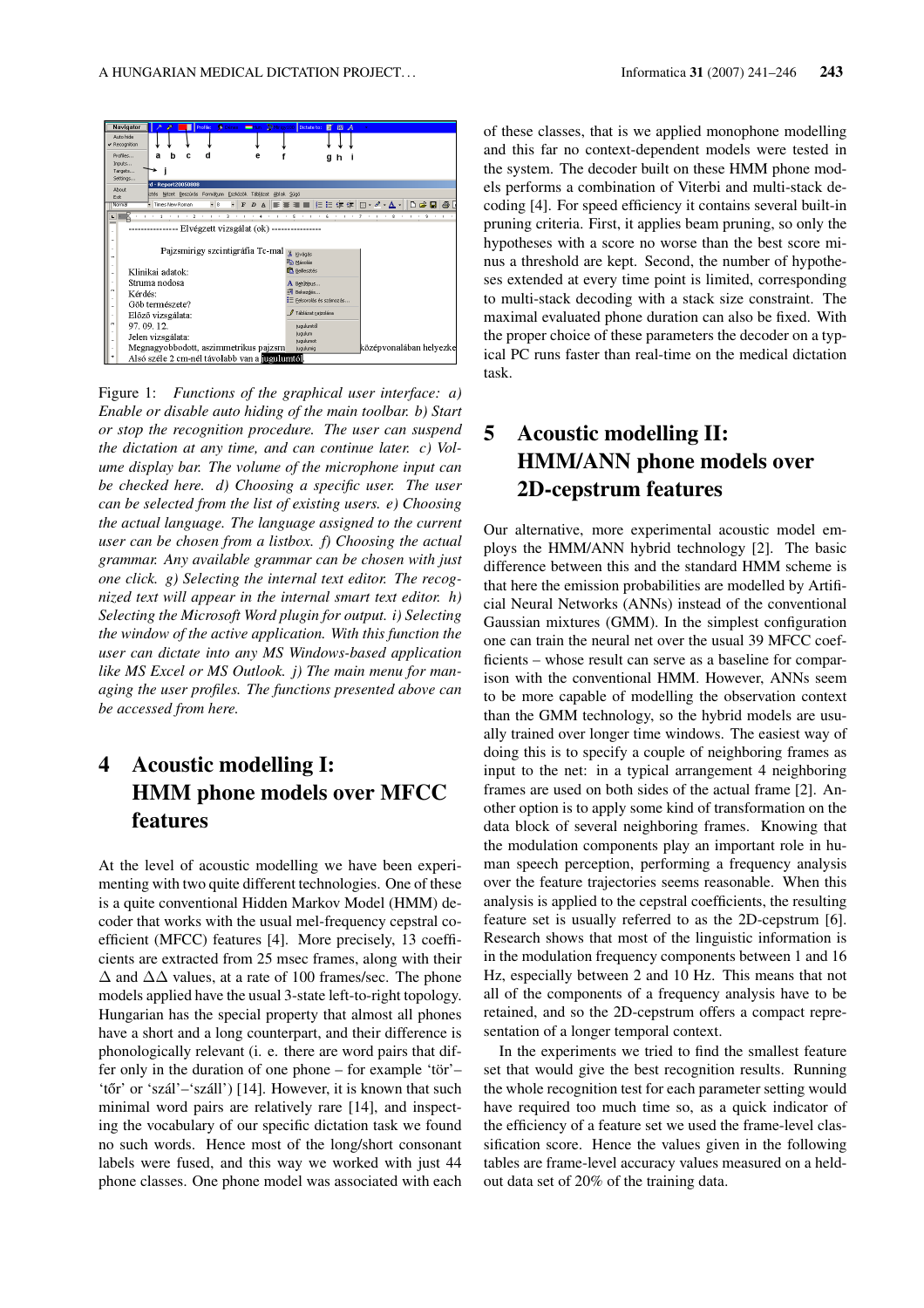Figure 1: *Functions of the graphical user interface: a) Enable or disable auto hiding of the main toolbar. b) Start or stop the recognition procedure. The user can suspend the dictation at any time, and can continue later. c) Volume display bar. The volume of the microphone input can be checked here. d) Choosing a specific user. The user can be selected from the list of existing users. e) Choosing the actual language. The language assigned to the current user can be chosen from a listbox. f) Choosing the actual grammar. Any available grammar can be chosen with just one click. g) Selecting the internal text editor. The recognized text will appear in the internal smart text editor. h) Selecting the Microsoft Word plugin for output. i) Selecting the window of the active application. With this function the user can dictate into any MS Windows-based application like MS Excel or MS Outlook. j) The main menu for managing the user profiles. The functions presented above can be accessed from here.*

## 4 Acoustic modelling I: HMM phone models over MFCC features

At the level of acoustic modelling we have been experimenting with two quite different technologies. One of these is a quite conventional Hidden Markov Model (HMM) decoder that works with the usual mel-frequency cepstral coefficient (MFCC) features [4]. More precisely, 13 coefficients are extracted from 25 msec frames, along with their $\Delta$ and $\Delta\Delta$ values, at a rate of 100 frames/sec. The phone models applied have the usual 3-state left-to-right topology. Hungarian has the special property that almost all phones have a short and a long counterpart, and their difference is phonologically relevant (i. e. there are word pairs that differ only in the duration of one phone – for example 'tör'–'tőr' or 'szál'–'száll') [14]. However, it is known that such minimal word pairs are relatively rare [14], and inspecting the vocabulary of our specific dictation task we found no such words. Hence most of the long/short consonant labels were fused, and this way we worked with just 44 phone classes. One phone model was associated with each of these classes, that is we applied monophone modelling and this far no context-dependent models were tested in the system. The decoder built on these HMM phone models performs a combination of Viterbi and multi-stack decoding [4]. For speed efficiency it contains several built-in pruning criteria. First, it applies beam pruning, so only the hypotheses with a score no worse than the best score minus a threshold are kept. Second, the number of hypotheses extended at every time point is limited, corresponding to multi-stack decoding with a stack size constraint. The maximal evaluated phone duration can also be fixed. With the proper choice of these parameters the decoder on a typical PC runs faster than real-time on the medical dictation task.

## 5 Acoustic modelling II: HMM/ANN phone models over 2D-cepstrum features

Our alternative, more experimental acoustic model employs the HMM/ANN hybrid technology [2]. The basic difference between this and the standard HMM scheme is that here the emission probabilities are modelled by Artificial Neural Networks (ANNs) instead of the conventional Gaussian mixtures (GMM). In the simplest configuration one can train the neural net over the usual 39 MFCC coefficients – whose result can serve as a baseline for comparison with the conventional HMM. However, ANNs seem to be more capable of modelling the observation context than the GMM technology, so the hybrid models are usually trained over longer time windows. The easiest way of doing this is to specify a couple of neighboring frames as input to the net: in a typical arrangement 4 neighboring frames are used on both sides of the actual frame [2]. Another option is to apply some kind of transformation on the data block of several neighboring frames. Knowing that the modulation components play an important role in human speech perception, performing a frequency analysis over the feature trajectories seems reasonable. When this analysis is applied to the cepstral coefficients, the resulting feature set is usually referred to as the 2D-cepstrum [6]. Research shows that most of the linguistic information is in the modulation frequency components between 1 and 16 Hz, especially between 2 and 10 Hz. This means that not all of the components of a frequency analysis have to be retained, and so the 2D-cepstrum offers a compact representation of a longer temporal context.

In the experiments we tried to find the smallest feature set that would give the best recognition results. Running the whole recognition test for each parameter setting would have required too much time so, as a quick indicator of the efficiency of a feature set we used the frame-level classification score. Hence the values given in the following tables are frame-level accuracy values measured on a held-out data set of 20% of the training data.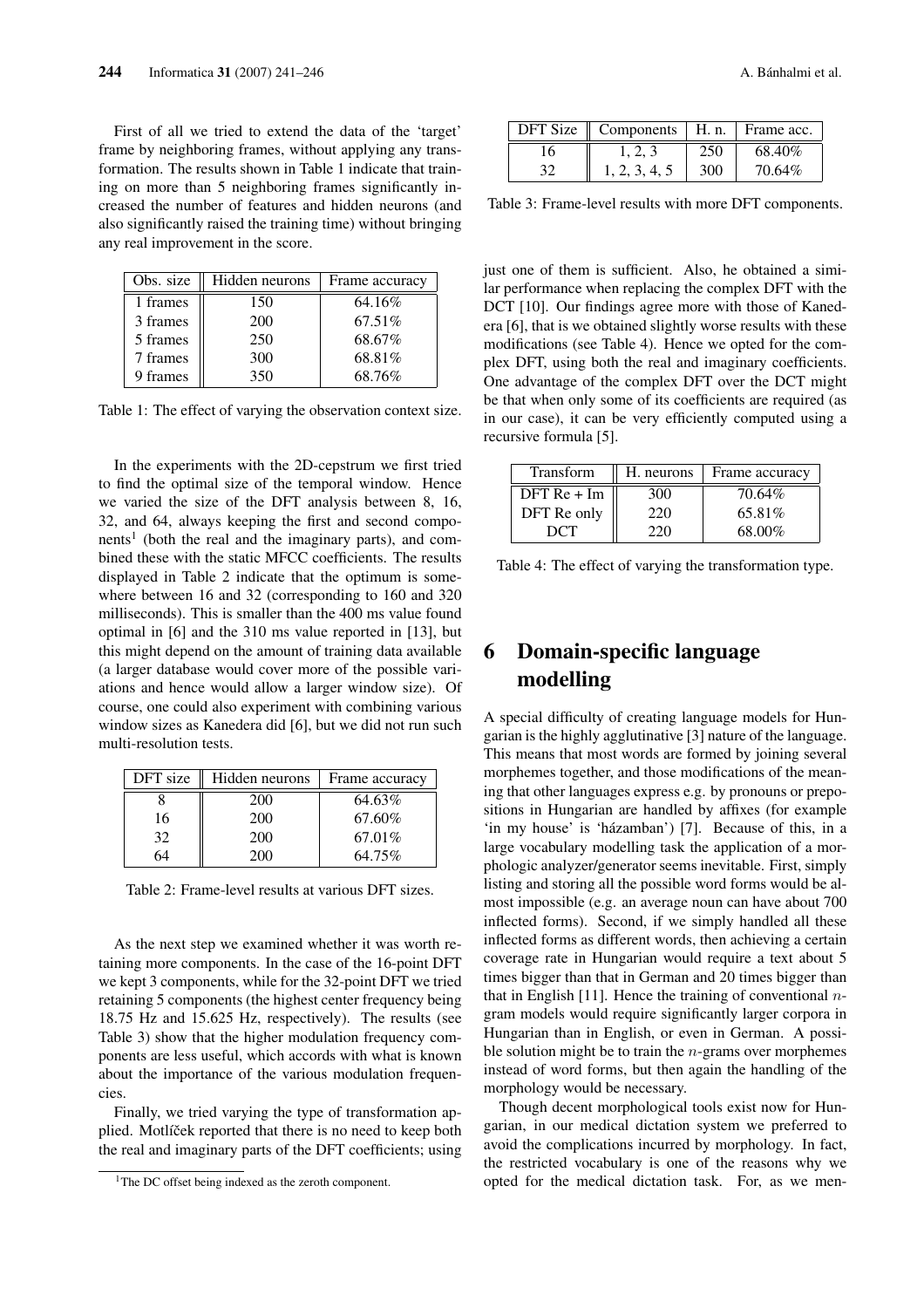First of all we tried to extend the data of the 'target' frame by neighboring frames, without applying any transformation. The results shown in Table 1 indicate that training on more than 5 neighboring frames significantly increased the number of features and hidden neurons (and also significantly raised the training time) without bringing any real improvement in the score.

| Obs. size | Hidden neurons | Frame accuracy |
|---|---|---|
| 1 frames | 150 | 64.16% |
| 3 frames | 200 | 67.51% |
| 5 frames | 250 | 68.67% |
| 7 frames | 300 | 68.81% |
| 9 frames | 350 | 68.76% |

Table 1: The effect of varying the observation context size.

In the experiments with the 2D-cepstrum we first tried to find the optimal size of the temporal window. Hence we varied the size of the DFT analysis between 8, 16, 32, and 64, always keeping the first and second components[1] (both the real and the imaginary parts), and combined these with the static MFCC coefficients. The results displayed in Table 2 indicate that the optimum is somewhere between 16 and 32 (corresponding to 160 and 320 milliseconds). This is smaller than the 400 ms value found optimal in [6] and the 310 ms value reported in [13], but this might depend on the amount of training data available (a larger database would cover more of the possible variations and hence would allow a larger window size). Of course, one could also experiment with combining various window sizes as Kanedera did [6], but we did not run such multi-resolution tests.

| DFT size | Hidden neurons | Frame accuracy |
|---|---|---|
| 8 | 200 | 64.63% |
| 16 | 200 | 67.60% |
| 32 | 200 | 67.01% |
| 64 | 200 | 64.75% |

Table 2: Frame-level results at various DFT sizes.

As the next step we examined whether it was worth retaining more components. In the case of the 16-point DFT we kept 3 components, while for the 32-point DFT we tried retaining 5 components (the highest center frequency being 18.75 Hz and 15.625 Hz, respectively). The results (see Table 3) show that the higher modulation frequency components are less useful, which accords with what is known about the importance of the various modulation frequencies.

Finally, we tried varying the type of transformation applied. Motlíček reported that there is no need to keep both the real and imaginary parts of the DFT coefficients; using just one of them is sufficient. Also, he obtained a similar performance when replacing the complex DFT with the DCT [10]. Our findings agree more with those of Kanedera [6], that is we obtained slightly worse results with these modifications (see Table 4). Hence we opted for the complex DFT, using both the real and imaginary coefficients. One advantage of the complex DFT over the DCT might be that when only some of its coefficients are required (as in our case), it can be very efficiently computed using a recursive formula [5].

[1] The DC offset being indexed as the zeroth component.

| DFT Size | Components | H. n. | Frame acc. |
|---|---|---|---|
| 16 | 1, 2, 3 | 250 | 68.40% |
| 32 | 1, 2, 3, 4, 5 | 300 | 70.64% |

Table 3: Frame-level results with more DFT components.

| Transform | H. neurons | Frame accuracy |
|---|---|---|
| DFT Re + Im | 300 | 70.64% |
| DFT Re only | 220 | 65.81% |
| DCT | 220 | 68.00% |

Table 4: The effect of varying the transformation type.

# 6 Domain-specific language modelling

A special difficulty of creating language models for Hungarian is the highly agglutinative [3] nature of the language. This means that most words are formed by joining several morphemes together, and those modifications of the meaning that other languages express e.g. by pronouns or prepositions in Hungarian are handled by affixes (for example 'in my house' is 'házamban') [7]. Because of this, in a large vocabulary modelling task the application of a morphologic analyzer/generator seems inevitable. First, simply listing and storing all the possible word forms would be almost impossible (e.g. an average noun can have about 700 inflected forms). Second, if we simply handled all these inflected forms as different words, then achieving a certain coverage rate in Hungarian would require a text about 5 times bigger than that in German and 20 times bigger than that in English [11]. Hence the training of conventional $n$-gram models would require significantly larger corpora in Hungarian than in English, or even in German. A possible solution might be to train the $n$-grams over morphemes instead of word forms, but then again the handling of the morphology would be necessary.

Though decent morphological tools exist now for Hungarian, in our medical dictation system we preferred to avoid the complications incurred by morphology. In fact, the restricted vocabulary is one of the reasons why we opted for the medical dictation task. For, as we men-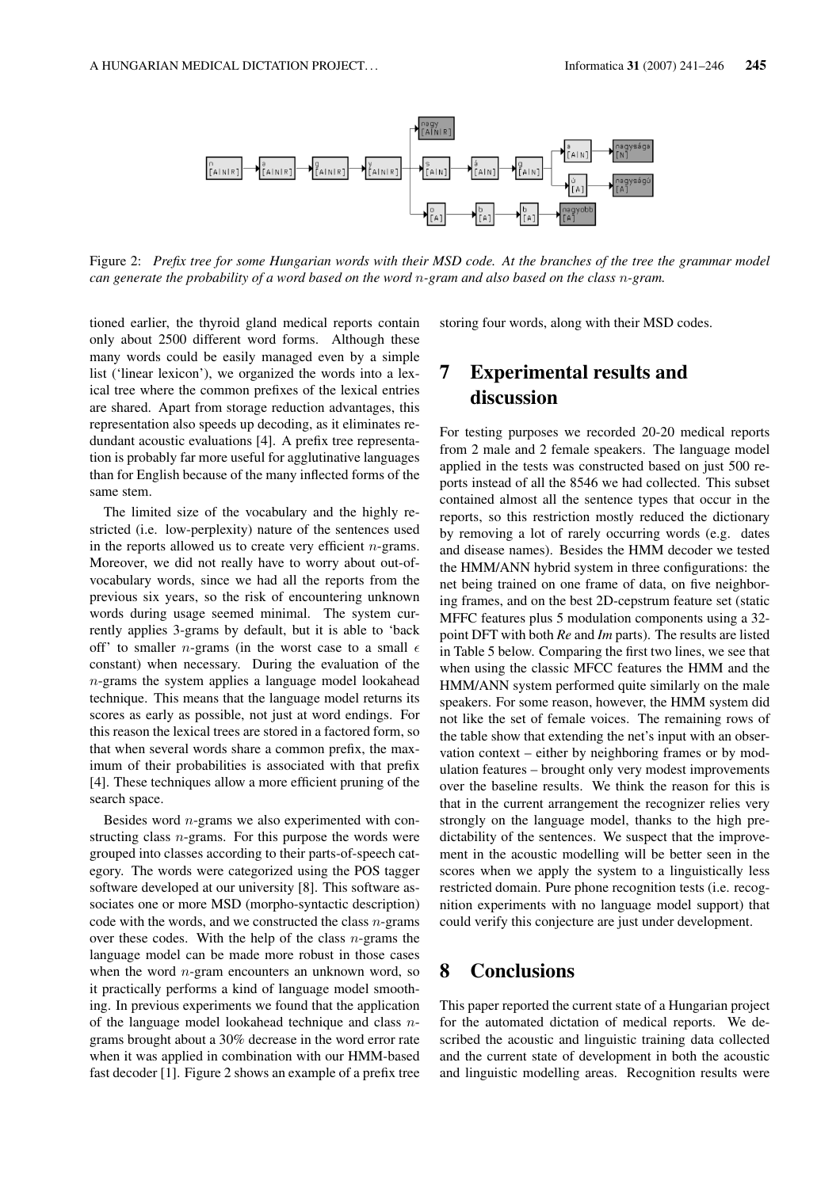Figure 2: *Prefix tree for some Hungarian words with their MSD code. At the branches of the tree the grammar model can generate the probability of a word based on the word $n$-gram and also based on the class $n$-gram.*

tioned earlier, the thyroid gland medical reports contain only about 2500 different word forms. Although these many words could be easily managed even by a simple list ('linear lexicon'), we organized the words into a lexical tree where the common prefixes of the lexical entries are shared. Apart from storage reduction advantages, this representation also speeds up decoding, as it eliminates redundant acoustic evaluations [4]. A prefix tree representation is probably far more useful for agglutinative languages than for English because of the many inflected forms of the same stem.

The limited size of the vocabulary and the highly restricted (i.e. low-perplexity) nature of the sentences used in the reports allowed us to create very efficient $n$-grams. Moreover, we did not really have to worry about out-of-vocabulary words, since we had all the reports from the previous six years, so the risk of encountering unknown words during usage seemed minimal. The system currently applies 3-grams by default, but it is able to 'back off' to smaller $n$-grams (in the worst case to a small $\epsilon$ constant) when necessary. During the evaluation of the $n$-grams the system applies a language model lookahead technique. This means that the language model returns its scores as early as possible, not just at word endings. For this reason the lexical trees are stored in a factored form, so that when several words share a common prefix, the maximum of their probabilities is associated with that prefix [4]. These techniques allow a more efficient pruning of the search space.

Besides word $n$-grams we also experimented with constructing class $n$-grams. For this purpose the words were grouped into classes according to their parts-of-speech category. The words were categorized using the POS tagger software developed at our university [8]. This software associates one or more MSD (morpho-syntactic description) code with the words, and we constructed the class $n$-grams over these codes. With the help of the class $n$-grams the language model can be made more robust in those cases when the word $n$-gram encounters an unknown word, so it practically performs a kind of language model smoothing. In previous experiments we found that the application of the language model lookahead technique and class $n$-grams brought about a 30% decrease in the word error rate when it was applied in combination with our HMM-based fast decoder [1]. Figure 2 shows an example of a prefix tree storing four words, along with their MSD codes.

## 7 Experimental results and discussion

For testing purposes we recorded 20-20 medical reports from 2 male and 2 female speakers. The language model applied in the tests was constructed based on just 500 reports instead of all the 8546 we had collected. This subset contained almost all the sentence types that occur in the reports, so this restriction mostly reduced the dictionary by removing a lot of rarely occurring words (e.g. dates and disease names). Besides the HMM decoder we tested the HMM/ANN hybrid system in three configurations: the net being trained on one frame of data, on five neighboring frames, and on the best 2D-cepstrum feature set (static MFFC features plus 5 modulation components using a 32-point DFT with both *Re* and *Im* parts). The results are listed in Table 5 below. Comparing the first two lines, we see that when using the classic MFCC features the HMM and the HMM/ANN system performed quite similarly on the male speakers. For some reason, however, the HMM system did not like the set of female voices. The remaining rows of the table show that extending the net's input with an observation context – either by neighboring frames or by modulation features – brought only very modest improvements over the baseline results. We think the reason for this is that in the current arrangement the recognizer relies very strongly on the language model, thanks to the high predictability of the sentences. We suspect that the improvement in the acoustic modelling will be better seen in the scores when we apply the system to a linguistically less restricted domain. Pure phone recognition tests (i.e. recognition experiments with no language model support) that could verify this conjecture are just under development.

## 8 Conclusions

This paper reported the current state of a Hungarian project for the automated dictation of medical reports. We described the acoustic and linguistic training data collected and the current state of development in both the acoustic and linguistic modelling areas. Recognition results were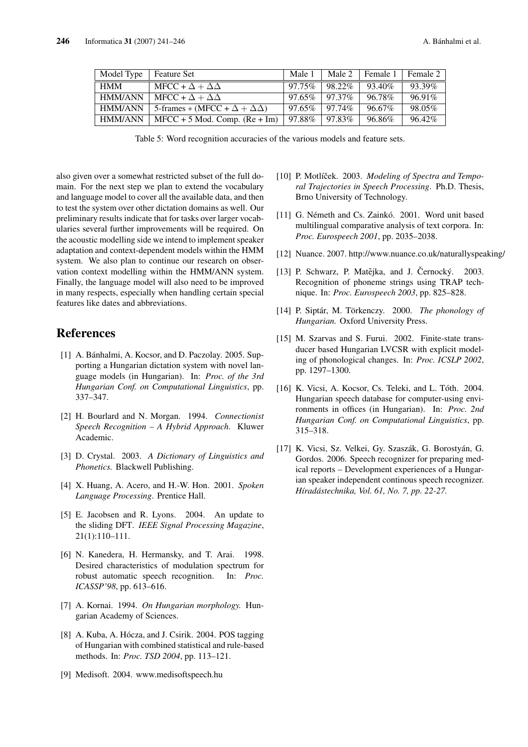| Model Type | Feature Set | Male 1 | Male 2 | Female 1 | Female 2 |
|---|---|---|---|---|---|
| HMM | MFCC + $\Delta + \Delta\Delta$ | 97.75% | 98.22% | 93.40% | 93.39% |
| HMM/ANN | MFCC + $\Delta + \Delta\Delta$ | 97.65% | 97.37% | 96.78% | 96.91% |
| HMM/ANN | 5-frames $*$ (MFCC + $\Delta + \Delta\Delta$) | 97.65% | 97.74% | 96.67% | 98.05% |
| HMM/ANN | MFCC + 5 Mod. Comp. (Re + Im) | 97.88% | 97.83% | 96.86% | 96.42% |

Table 5: Word recognition accuracies of the various models and feature sets.

also given over a somewhat restricted subset of the full domain. For the next step we plan to extend the vocabulary and language model to cover all the available data, and then to test the system over other dictation domains as well. Our preliminary results indicate that for tasks over larger vocabularies several further improvements will be required. On the acoustic modelling side we intend to implement speaker adaptation and context-dependent models within the HMM system. We also plan to continue our research on observation context modelling within the HMM/ANN system. Finally, the language model will also need to be improved in many respects, especially when handling certain special features like dates and abbreviations.

# References

[1] A. Bánhalmi, A. Kocsor, and D. Paczolay. 2005. Supporting a Hungarian dictation system with novel language models (in Hungarian). In: *Proc. of the 3rd Hungarian Conf. on Computational Linguistics*, pp. 337–347.

[2] H. Bourlard and N. Morgan. 1994. *Connectionist Speech Recognition – A Hybrid Approach.* Kluwer Academic.

[3] D. Crystal. 2003. *A Dictionary of Linguistics and Phonetics.* Blackwell Publishing.

[4] X. Huang, A. Acero, and H.-W. Hon. 2001. *Spoken Language Processing*. Prentice Hall.

[5] E. Jacobsen and R. Lyons. 2004. An update to the sliding DFT. *IEEE Signal Processing Magazine*, 21(1):110–111.

[6] N. Kanedera, H. Hermansky, and T. Arai. 1998. Desired characteristics of modulation spectrum for robust automatic speech recognition. In: *Proc. ICASSP'98*, pp. 613–616.

[7] A. Kornai. 1994. *On Hungarian morphology.* Hungarian Academy of Sciences.

[8] A. Kuba, A. Hócza, and J. Csirik. 2004. POS tagging of Hungarian with combined statistical and rule-based methods. In: *Proc. TSD 2004*, pp. 113–121.

[9] Medisoft. 2004. www.medisoftspeech.hu

[10] P. Motlíček. 2003. *Modeling of Spectra and Temporal Trajectories in Speech Processing*. Ph.D. Thesis, Brno University of Technology.

[11] G. Németh and Cs. Zainkó. 2001. Word unit based multilingual comparative analysis of text corpora. In: *Proc. Eurospeech 2001*, pp. 2035–2038.

[12] Nuance. 2007. http://www.nuance.co.uk/naturallyspeaking/

[13] P. Schwarz, P. Matějka, and J. Černocký. 2003. Recognition of phoneme strings using TRAP technique. In: *Proc. Eurospeech 2003*, pp. 825–828.

[14] P. Siptár, M. Törkenczy. 2000. *The phonology of Hungarian.* Oxford University Press.

[15] M. Szarvas and S. Furui. 2002. Finite-state transducer based Hungarian LVCSR with explicit modeling of phonological changes. In: *Proc. ICSLP 2002*, pp. 1297–1300.

[16] K. Vicsi, A. Kocsor, Cs. Teleki, and L. Tóth. 2004. Hungarian speech database for computer-using environments in offices (in Hungarian). In: *Proc. 2nd Hungarian Conf. on Computational Linguistics*, pp. 315–318.

[17] K. Vicsi, Sz. Velkei, Gy. Szaszák, G. Borostyán, G. Gordos. 2006. Speech recognizer for preparing medical reports – Development experiences of a Hungarian speaker independent continous speech recognizer. *Híradástechnika, Vol. 61, No. 7, pp. 22-27.*